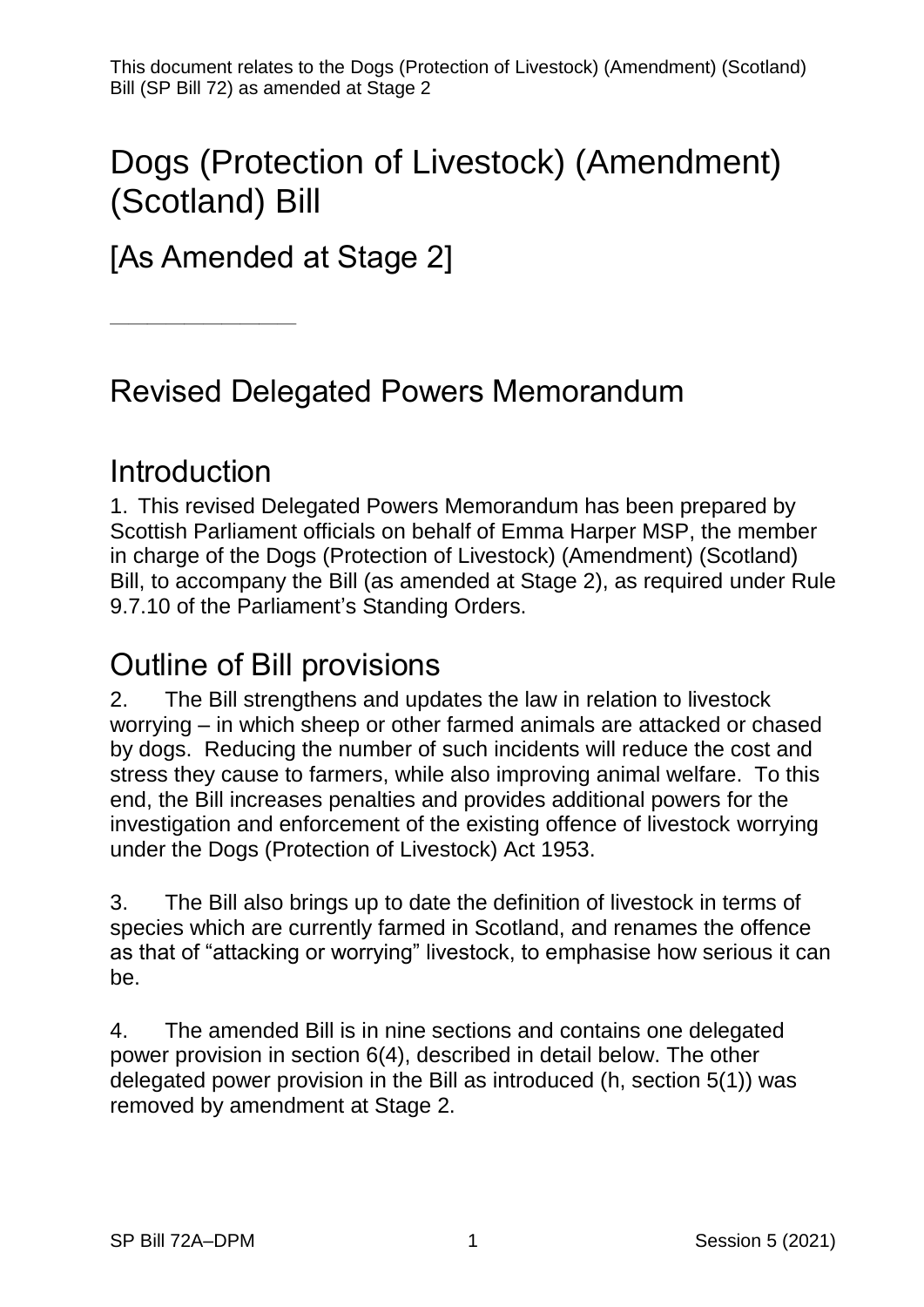This document relates to the Dogs (Protection of Livestock) (Amendment) (Scotland) Bill (SP Bill 72) as amended at Stage 2

# Dogs (Protection of Livestock) (Amendment) (Scotland) Bill

## [As Amended at Stage 2]

---

## Revised Delegated Powers Memorandum

## Introduction

1. This revised Delegated Powers Memorandum has been prepared by Scottish Parliament officials on behalf of Emma Harper MSP, the member in charge of the Dogs (Protection of Livestock) (Amendment) (Scotland) Bill, to accompany the Bill (as amended at Stage 2), as required under Rule 9.7.10 of the Parliament's Standing Orders.

## Outline of Bill provisions

2. The Bill strengthens and updates the law in relation to livestock worrying – in which sheep or other farmed animals are attacked or chased by dogs. Reducing the number of such incidents will reduce the cost and stress they cause to farmers, while also improving animal welfare. To this end, the Bill increases penalties and provides additional powers for the investigation and enforcement of the existing offence of livestock worrying under the Dogs (Protection of Livestock) Act 1953.

3. The Bill also brings up to date the definition of livestock in terms of species which are currently farmed in Scotland, and renames the offence as that of "attacking or worrying" livestock, to emphasise how serious it can be.

4. The amended Bill is in nine sections and contains one delegated power provision in section 6(4), described in detail below. The other delegated power provision in the Bill as introduced (h, section 5(1)) was removed by amendment at Stage 2.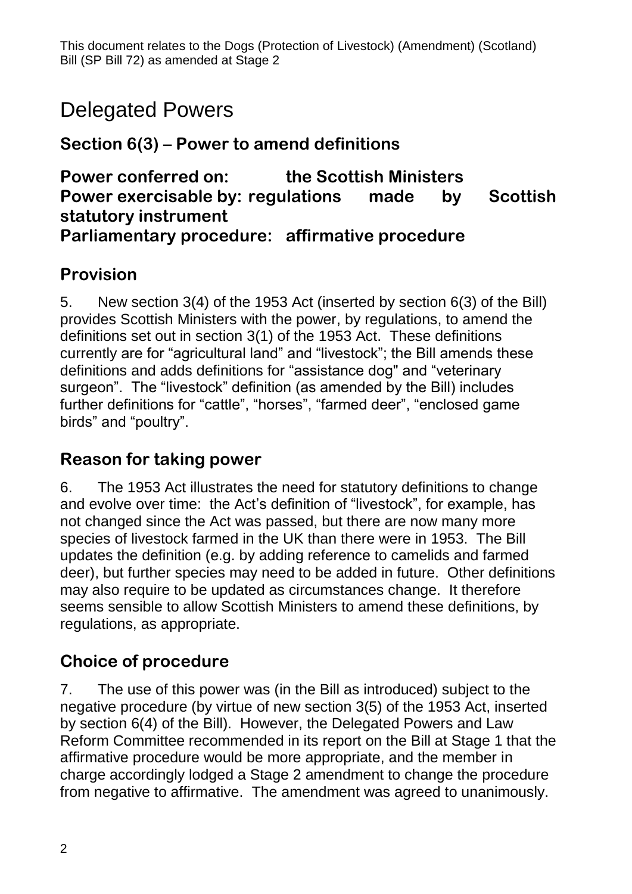# Delegated Powers

## Section 6(3) – Power to amend definitions

**Power conferred on: the Scottish Ministers**
**Power exercisable by: regulations made by Scottish statutory instrument**
**Parliamentary procedure: affirmative procedure**

## Provision

5. New section 3(4) of the 1953 Act (inserted by section 6(3) of the Bill) provides Scottish Ministers with the power, by regulations, to amend the definitions set out in section 3(1) of the 1953 Act. These definitions currently are for "agricultural land" and "livestock"; the Bill amends these definitions and adds definitions for "assistance dog" and "veterinary surgeon". The "livestock" definition (as amended by the Bill) includes further definitions for "cattle", "horses", "farmed deer", "enclosed game birds" and "poultry".

## Reason for taking power

6. The 1953 Act illustrates the need for statutory definitions to change and evolve over time: the Act's definition of "livestock", for example, has not changed since the Act was passed, but there are now many more species of livestock farmed in the UK than there were in 1953. The Bill updates the definition (e.g. by adding reference to camelids and farmed deer), but further species may need to be added in future. Other definitions may also require to be updated as circumstances change. It therefore seems sensible to allow Scottish Ministers to amend these definitions, by regulations, as appropriate.

## Choice of procedure

7. The use of this power was (in the Bill as introduced) subject to the negative procedure (by virtue of new section 3(5) of the 1953 Act, inserted by section 6(4) of the Bill). However, the Delegated Powers and Law Reform Committee recommended in its report on the Bill at Stage 1 that the affirmative procedure would be more appropriate, and the member in charge accordingly lodged a Stage 2 amendment to change the procedure from negative to affirmative. The amendment was agreed to unanimously.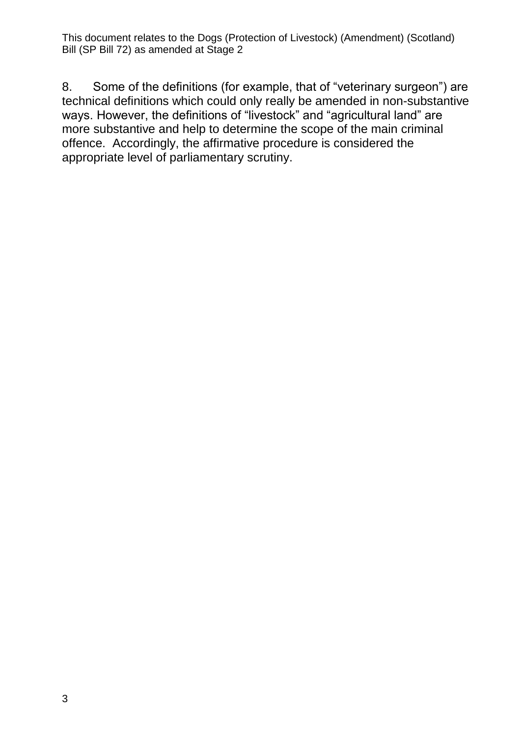8. Some of the definitions (for example, that of "veterinary surgeon") are technical definitions which could only really be amended in non-substantive ways. However, the definitions of "livestock" and "agricultural land" are more substantive and help to determine the scope of the main criminal offence. Accordingly, the affirmative procedure is considered the appropriate level of parliamentary scrutiny.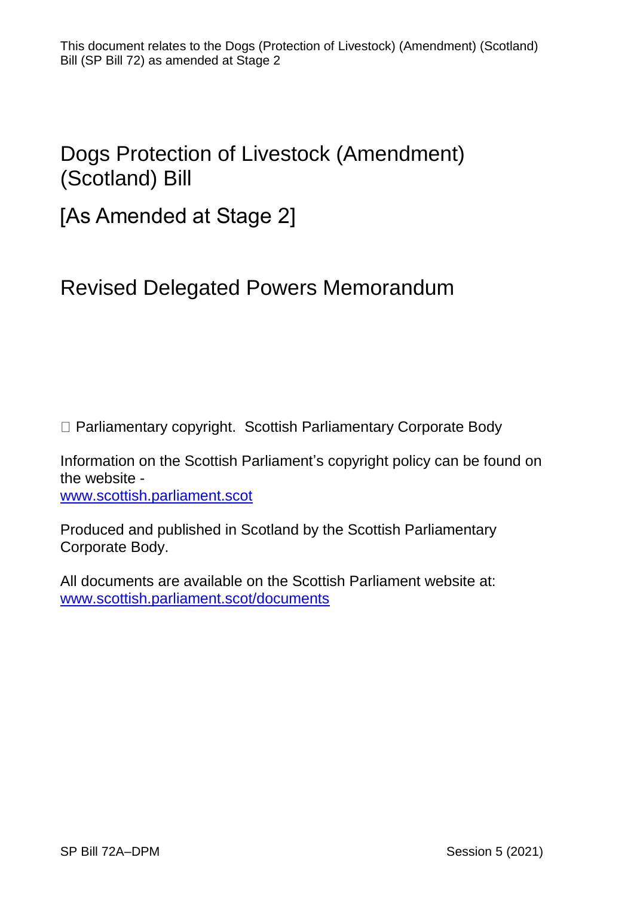This document relates to the Dogs (Protection of Livestock) (Amendment) (Scotland) Bill (SP Bill 72) as amended at Stage 2

# Dogs Protection of Livestock (Amendment) (Scotland) Bill

# [As Amended at Stage 2]

# Revised Delegated Powers Memorandum

 Parliamentary copyright. Scottish Parliamentary Corporate Body

Information on the Scottish Parliament's copyright policy can be found on the website -
www.scottish.parliament.scot

Produced and published in Scotland by the Scottish Parliamentary Corporate Body.

All documents are available on the Scottish Parliament website at:
www.scottish.parliament.scot/documents

SP Bill 72A–DPM

Session 5 (2021)